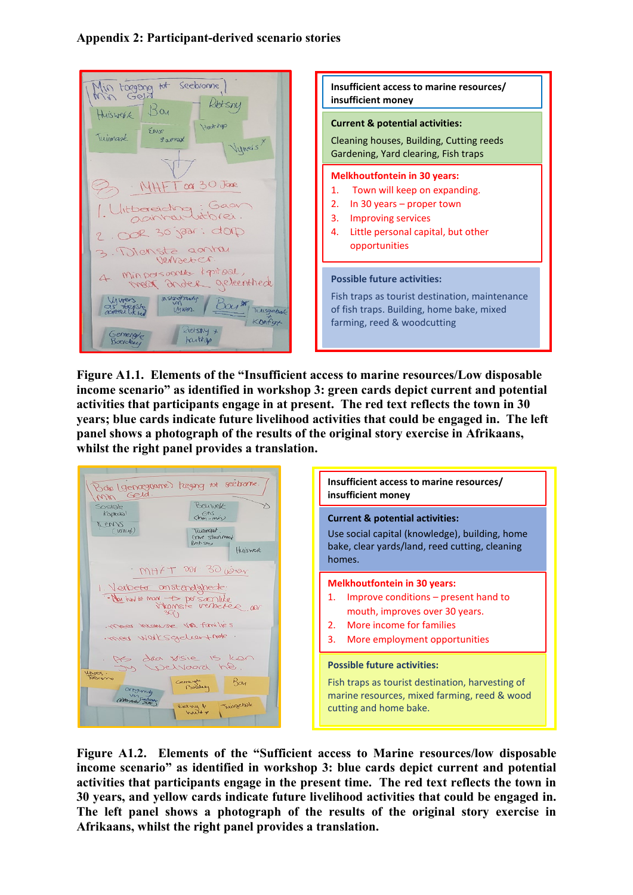## Appendix 2: Participant-derived scenario stories

**Insufficient access to marine resources/ insufficient money**

**Current & potential activities:**

Cleaning houses, Building, Cutting reeds Gardening, Yard clearing, Fish traps

**Melkhoutfontein in 30 years:**

1. Town will keep on expanding.
2. In 30 years – proper town
3. Improving services
4. Little personal capital, but other opportunities

**Possible future activities:**

Fish traps as tourist destination, maintenance of fish traps. Building, home bake, mixed farming, reed & woodcutting

**Figure A1.1. Elements of the "Insufficient access to marine resources/Low disposable income scenario" as identified in workshop 3: green cards depict current and potential activities that participants engage in at present. The red text reflects the town in 30 years; blue cards indicate future livelihood activities that could be engaged in. The left panel shows a photograph of the results of the original story exercise in Afrikaans, whilst the right panel provides a translation.**

**Insufficient access to marine resources/ insufficient money**

**Current & potential activities:**

Use social capital (knowledge), building, home bake, clear yards/land, reed cutting, cleaning homes.

**Melkhoutfontein in 30 years:**

1. Improve conditions – present hand to mouth, improves over 30 years.
2. More income for families
3. More employment opportunities

**Possible future activities:**

Fish traps as tourist destination, harvesting of marine resources, mixed farming, reed & wood cutting and home bake.

**Figure A1.2. Elements of the "Sufficient access to Marine resources/low disposable income scenario" as identified in workshop 3: blue cards depict current and potential activities that participants engage in the present time. The red text reflects the town in 30 years, and yellow cards indicate future livelihood activities that could be engaged in. The left panel shows a photograph of the results of the original story exercise in Afrikaans, whilst the right panel provides a translation.**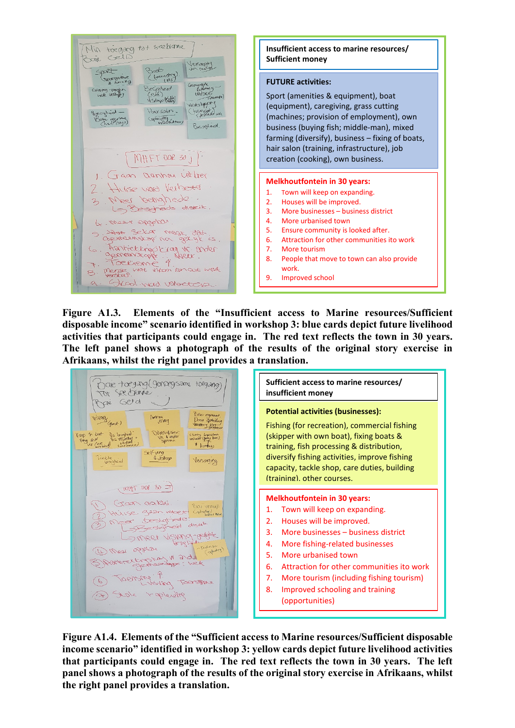**Insufficient access to marine resources/ Sufficient money**

**FUTURE activities:**

Sport (amenities & equipment), boat (equipment), caregiving, grass cutting (machines; provision of employment), own business (buying fish; middle-man), mixed farming (diversify), business – fixing of boats, hair salon (training, infrastructure), job creation (cooking), own business.

**Melkhoutfontein in 30 years:**

1. Town will keep on expanding.
2. Houses will be improved.
3. More businesses – business district
4. More urbanised town
5. Ensure community is looked after.
6. Attraction for other communities ito work
7. More tourism
8. People that move to town can also provide work.
9. Improved school

**Figure A1.3. Elements of the "Insufficient access to Marine resources/Sufficient disposable income" scenario identified in workshop 3: blue cards depict future livelihood activities that participants could engage in. The red text reflects the town in 30 years. The left panel shows a photograph of the results of the original story exercise in Afrikaans, whilst the right panel provides a translation.**

**Sufficient access to marine resources/ insufficient money**

**Potential activities (businesses):**

Fishing (for recreation), commercial fishing (skipper with own boat), fixing boats & training, fish processing & distribution, diversify fishing activities, improve fishing capacity, tackle shop, care duties, building (training). other courses.

**Melkhoutfontein in 30 years:**

1. Town will keep on expanding.
2. Houses will be improved.
3. More businesses – business district
4. More fishing-related businesses
5. More urbanised town
6. Attraction for other communities ito work
7. More tourism (including fishing tourism)
8. Improved schooling and training (opportunities)

**Figure A1.4. Elements of the "Sufficient access to Marine resources/Sufficient disposable income scenario" identified in workshop 3: yellow cards depict future livelihood activities that participants could engage in. The red text reflects the town in 30 years. The left panel shows a photograph of the results of the original story exercise in Afrikaans, whilst the right panel provides a translation.**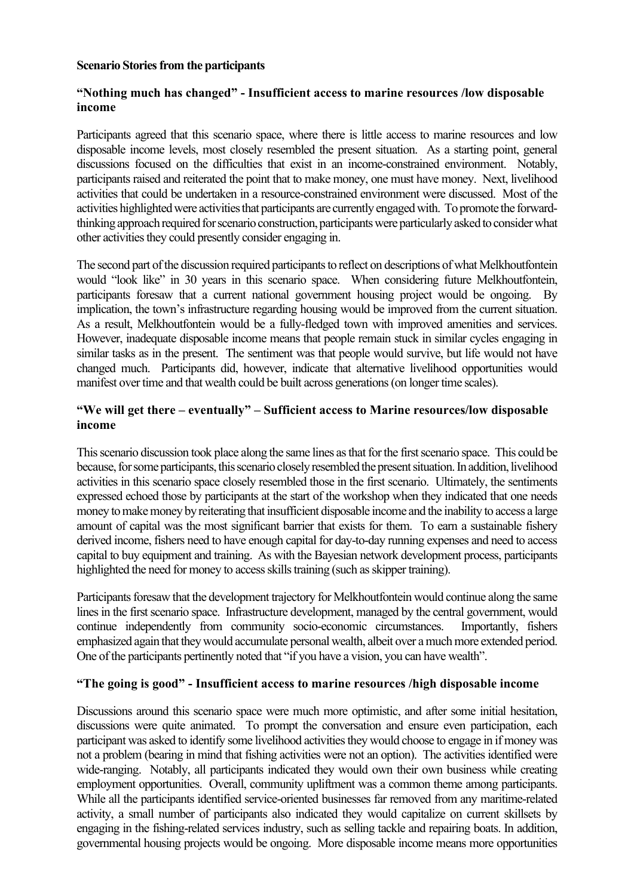**Scenario Stories from the participants**

**"Nothing much has changed" - Insufficient access to marine resources /low disposable income**

Participants agreed that this scenario space, where there is little access to marine resources and low disposable income levels, most closely resembled the present situation. As a starting point, general discussions focused on the difficulties that exist in an income-constrained environment. Notably, participants raised and reiterated the point that to make money, one must have money. Next, livelihood activities that could be undertaken in a resource-constrained environment were discussed. Most of the activities highlighted were activities that participants are currently engaged with. To promote the forward-thinking approach required for scenario construction, participants were particularly asked to consider what other activities they could presently consider engaging in.

The second part of the discussion required participants to reflect on descriptions of what Melkhoutfontein would "look like" in 30 years in this scenario space. When considering future Melkhoutfontein, participants foresaw that a current national government housing project would be ongoing. By implication, the town's infrastructure regarding housing would be improved from the current situation. As a result, Melkhoutfontein would be a fully-fledged town with improved amenities and services. However, inadequate disposable income means that people remain stuck in similar cycles engaging in similar tasks as in the present. The sentiment was that people would survive, but life would not have changed much. Participants did, however, indicate that alternative livelihood opportunities would manifest over time and that wealth could be built across generations (on longer time scales).

**"We will get there – eventually" – Sufficient access to Marine resources/low disposable income**

This scenario discussion took place along the same lines as that for the first scenario space. This could be because, for some participants, this scenario closely resembled the present situation. In addition, livelihood activities in this scenario space closely resembled those in the first scenario. Ultimately, the sentiments expressed echoed those by participants at the start of the workshop when they indicated that one needs money to make money by reiterating that insufficient disposable income and the inability to access a large amount of capital was the most significant barrier that exists for them. To earn a sustainable fishery derived income, fishers need to have enough capital for day-to-day running expenses and need to access capital to buy equipment and training. As with the Bayesian network development process, participants highlighted the need for money to access skills training (such as skipper training).

Participants foresaw that the development trajectory for Melkhoutfontein would continue along the same lines in the first scenario space. Infrastructure development, managed by the central government, would continue independently from community socio-economic circumstances. Importantly, fishers emphasized again that they would accumulate personal wealth, albeit over a much more extended period. One of the participants pertinently noted that "if you have a vision, you can have wealth".

**"The going is good" - Insufficient access to marine resources /high disposable income**

Discussions around this scenario space were much more optimistic, and after some initial hesitation, discussions were quite animated. To prompt the conversation and ensure even participation, each participant was asked to identify some livelihood activities they would choose to engage in if money was not a problem (bearing in mind that fishing activities were not an option). The activities identified were wide-ranging. Notably, all participants indicated they would own their own business while creating employment opportunities. Overall, community upliftment was a common theme among participants. While all the participants identified service-oriented businesses far removed from any maritime-related activity, a small number of participants also indicated they would capitalize on current skillsets by engaging in the fishing-related services industry, such as selling tackle and repairing boats. In addition, governmental housing projects would be ongoing. More disposable income means more opportunities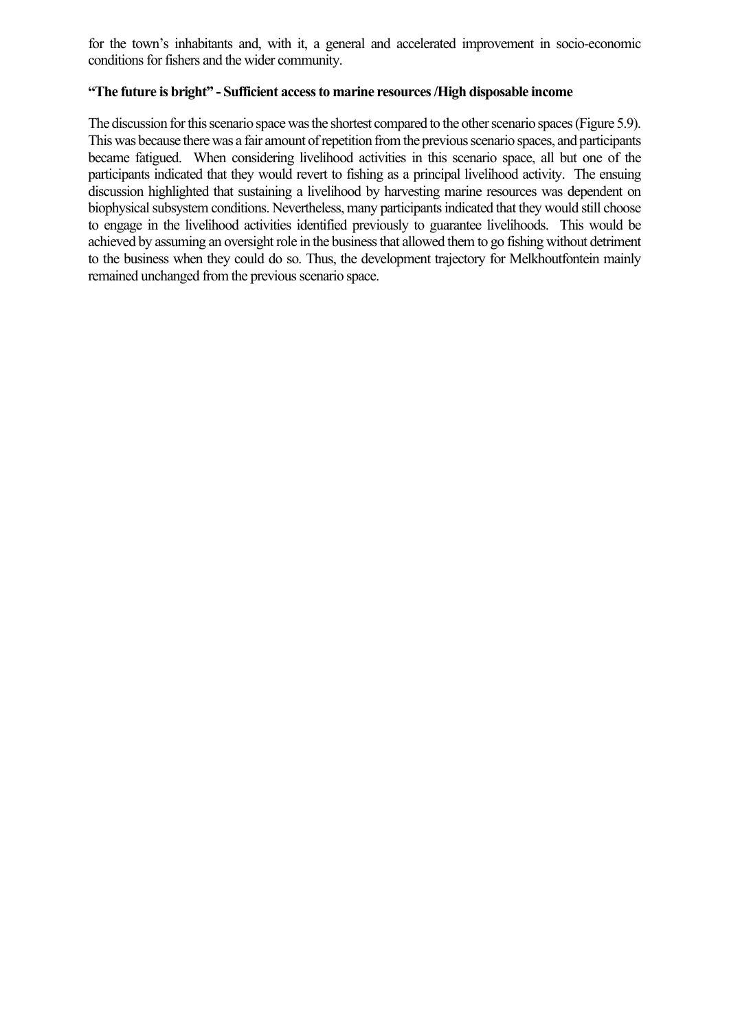for the town's inhabitants and, with it, a general and accelerated improvement in socio-economic conditions for fishers and the wider community.

**"The future is bright" - Sufficient access to marine resources /High disposable income**

The discussion for this scenario space was the shortest compared to the other scenario spaces (Figure 5.9). This was because there was a fair amount of repetition from the previous scenario spaces, and participants became fatigued. When considering livelihood activities in this scenario space, all but one of the participants indicated that they would revert to fishing as a principal livelihood activity. The ensuing discussion highlighted that sustaining a livelihood by harvesting marine resources was dependent on biophysical subsystem conditions. Nevertheless, many participants indicated that they would still choose to engage in the livelihood activities identified previously to guarantee livelihoods. This would be achieved by assuming an oversight role in the business that allowed them to go fishing without detriment to the business when they could do so. Thus, the development trajectory for Melkhoutfontein mainly remained unchanged from the previous scenario space.